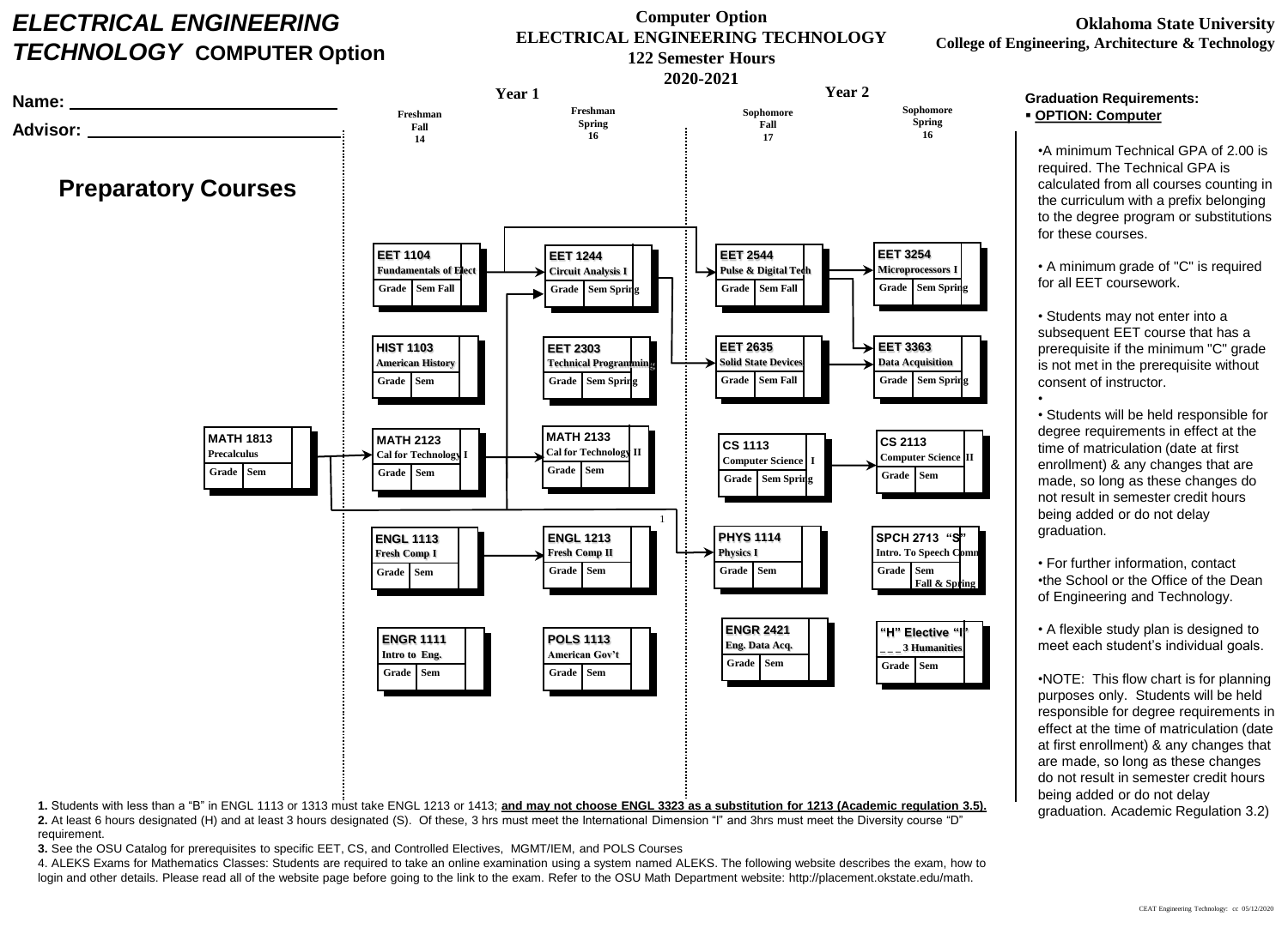# ELECTRICAL ENGINEERING TECHNOLOGY COMPUTER Option

**Computer Option**
**ELECTRICAL ENGINEERING TECHNOLOGY**
**122 Semester Hours**
**2020-2021**

**Oklahoma State University**
**College of Engineering, Architecture & Technology**

Name: ____________________________

Advisor: ____________________________

## Preparatory Courses

| Preparatory | Year 1 – Freshman Fall 14 | Year 1 – Freshman Spring 16 | Year 2 – Sophomore Fall 17 | Year 2 – Sophomore Spring 16 |
|---|---|---|---|---|
| | EET 1104 Fundamentals of Elect (Grade / Sem Fall) | EET 1244 Circuit Analysis I (Grade / Sem Spring) | EET 2544 Pulse & Digital Tech (Grade / Sem Fall) | EET 3254 Microprocessors I (Grade / Sem Spring) |
| | HIST 1103 American History (Grade / Sem) | EET 2303 Technical Programming (Grade / Sem Spring) | EET 2635 Solid State Devices (Grade / Sem Fall) | EET 3363 Data Acquisition (Grade / Sem Spring) |
| MATH 1813 Precalculus (Grade / Sem) | MATH 2123 Cal for Technology I (Grade / Sem) | MATH 2133 Cal for Technology II (Grade / Sem) | CS 1113 Computer Science I (Grade / Sem Spring) | CS 2113 Computer Science II (Grade / Sem) |
| | ENGL 1113 Fresh Comp I (Grade / Sem) | ENGL 1213 [1] Fresh Comp II (Grade / Sem) | PHYS 1114 Physics I (Grade / Sem) | SPCH 2713 "S" Intro. To Speech Comm (Grade / Sem Fall & Spring) |
| | ENGR 1111 Intro to Eng. (Grade / Sem) | POLS 1113 American Gov't (Grade / Sem) | ENGR 2421 Eng. Data Acq. (Grade / Sem) | "H" Elective "I" _ _ _ 3 Humanities (Grade / Sem) |

### Graduation Requirements:

- **OPTION: Computer**

- A minimum Technical GPA of 2.00 is required. The Technical GPA is calculated from all courses counting in the curriculum with a prefix belonging to the degree program or substitutions for these courses.
- A minimum grade of "C" is required for all EET coursework.
- Students may not enter into a subsequent EET course that has a prerequisite if the minimum "C" grade is not met in the prerequisite without consent of instructor.
- Students will be held responsible for degree requirements in effect at the time of matriculation (date at first enrollment) & any changes that are made, so long as these changes do not result in semester credit hours being added or do not delay graduation.
- For further information, contact
- the School or the Office of the Dean of Engineering and Technology.
- A flexible study plan is designed to meet each student's individual goals.
- NOTE: This flow chart is for planning purposes only. Students will be held responsible for degree requirements in effect at the time of matriculation (date at first enrollment) & any changes that are made, so long as these changes do not result in semester credit hours being added or do not delay graduation. Academic Regulation 3.2)

**1.** Students with less than a "B" in ENGL 1113 or 1313 must take ENGL 1213 or 1413; **and may not choose ENGL 3323 as a substitution for 1213 (Academic regulation 3.5).**
**2.** At least 6 hours designated (H) and at least 3 hours designated (S). Of these, 3 hrs must meet the International Dimension "I" and 3hrs must meet the Diversity course "D" requirement.
**3.** See the OSU Catalog for prerequisites to specific EET, CS, and Controlled Electives, MGMT/IEM, and POLS Courses
4. ALEKS Exams for Mathematics Classes: Students are required to take an online examination using a system named ALEKS. The following website describes the exam, how to login and other details. Please read all of the website page before going to the link to the exam. Refer to the OSU Math Department website: http://placement.okstate.edu/math.

CEAT Engineering Technology: cc 05/12/2020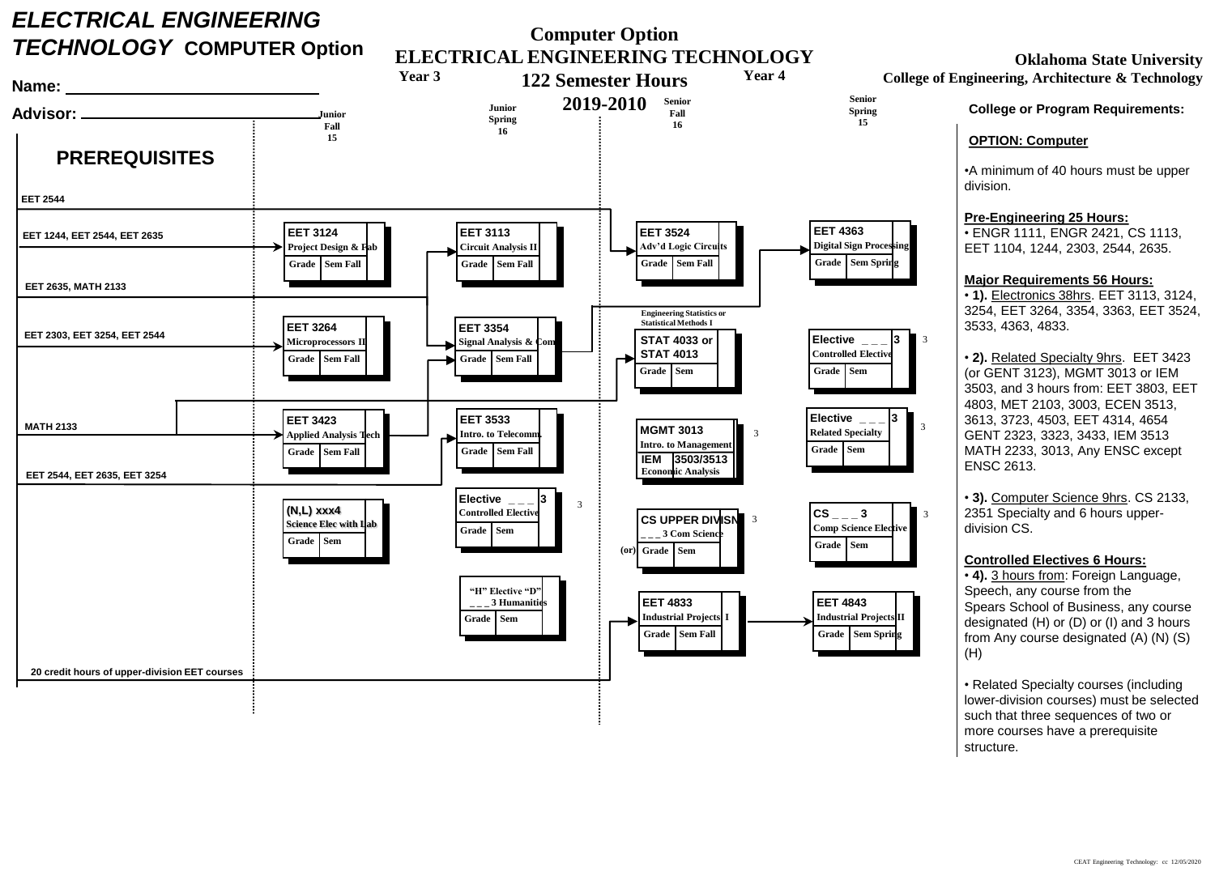# ELECTRICAL ENGINEERING TECHNOLOGY COMPUTER Option

**Computer Option**
**ELECTRICAL ENGINEERING TECHNOLOGY**
**122 Semester Hours**
**2019-2010**

**Oklahoma State University**
**College of Engineering, Architecture & Technology**

Name: ____________________________

Advisor: ____________________________

## PREREQUISITES

| Prerequisites | Year 3: Junior Fall 15 | Year 3: Junior Spring 16 | Year 4: Senior Fall 16 | Year 4: Senior Spring 15 |
|---|---|---|---|---|
| EET 2544 | | | | |
| EET 1244, EET 2544, EET 2635 | EET 3124 Project Design & Fab (Grade / Sem Fall) | EET 3113 Circuit Analysis II (Grade / Sem Fall) | EET 3524 Adv'd Logic Circuits (Grade / Sem Fall) | EET 4363 Digital Sign Processing (Grade / Sem Spring) |
| EET 2635, MATH 2133 | | | | |
| EET 2303, EET 3254, EET 2544 | EET 3264 Microprocessors II (Grade / Sem Fall) | EET 3354 Signal Analysis & Com (Grade / Sem Fall) | Engineering Statistics or Statistical Methods I: STAT 4033 or STAT 4013 (Grade / Sem) | Elective _ _ _ 3 Controlled Elective (Grade / Sem) 3 |
| MATH 2133 | EET 3423 Applied Analysis Tech (Grade / Sem Fall) | EET 3533 Intro. to Telecomm. (Grade / Sem Fall) | MGMT 3013 Intro. to Management (or) IEM 3503/3513 Economic Analysis 3 | Elective _ _ _ 3 Related Specialty (Grade / Sem) 3 |
| EET 2544, EET 2635, EET 3254 | | | | |
| | (N,L) xxx4 Science Elec with Lab (Grade / Sem) | Elective _ _ _ 3 Controlled Elective (Grade / Sem) 3 | CS UPPER DIVISN _ _ _ 3 Com Science (Grade / Sem) 3 | CS _ _ _ 3 Comp Science Elective (Grade / Sem) 3 |
| | | "H" Elective "D" _ _ _ 3 Humanities (Grade / Sem) | EET 4833 Industrial Projects I (Grade / Sem Fall) | EET 4843 Industrial Projects II (Grade / Sem Spring) |
| 20 credit hours of upper-division EET courses | | | | |

## College or Program Requirements:

**OPTION: Computer**

•A minimum of 40 hours must be upper division.

**Pre-Engineering 25 Hours:**
• ENGR 1111, ENGR 2421, CS 1113, EET 1104, 1244, 2303, 2544, 2635.

**Major Requirements 56 Hours:**
• **1).** Electronics 38hrs. EET 3113, 3124, 3254, EET 3264, 3354, 3363, EET 3524, 3533, 4363, 4833.

• **2).** Related Specialty 9hrs. EET 3423 (or GENT 3123), MGMT 3013 or IEM 3503, and 3 hours from: EET 3803, EET 4803, MET 2103, 3003, ECEN 3513, 3613, 3723, 4503, EET 4314, 4654 GENT 2323, 3323, 3433, IEM 3513 MATH 2233, 3013, Any ENSC except ENSC 2613.

• **3).** Computer Science 9hrs. CS 2133, 2351 Specialty and 6 hours upper-division CS.

**Controlled Electives 6 Hours:**
• **4).** 3 hours from: Foreign Language, Speech, any course from the Spears School of Business, any course designated (H) or (D) or (I) and 3 hours from Any course designated (A) (N) (S) (H)

• Related Specialty courses (including lower-division courses) must be selected such that three sequences of two or more courses have a prerequisite structure.

CEAT Engineering Technology: cc 12/05/2020